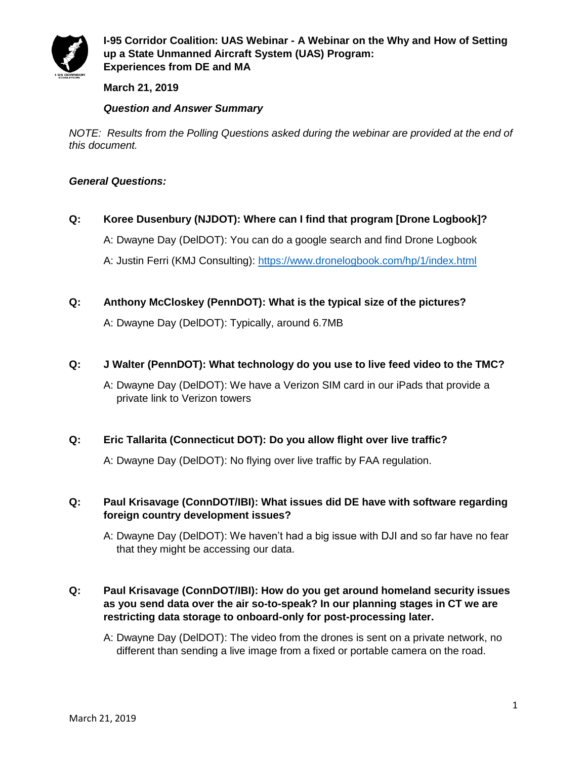# I-95 Corridor Coalition: UAS Webinar - A Webinar on the Why and How of Setting up a State Unmanned Aircraft System (UAS) Program: Experiences from DE and MA

**March 21, 2019**

***Question and Answer Summary***

*NOTE: Results from the Polling Questions asked during the webinar are provided at the end of this document.*

***General Questions:***

**Q: Koree Dusenbury (NJDOT): Where can I find that program [Drone Logbook]?**

A: Dwayne Day (DelDOT): You can do a google search and find Drone Logbook

A: Justin Ferri (KMJ Consulting): https://www.dronelogbook.com/hp/1/index.html

**Q: Anthony McCloskey (PennDOT): What is the typical size of the pictures?**

A: Dwayne Day (DelDOT): Typically, around 6.7MB

**Q: J Walter (PennDOT): What technology do you use to live feed video to the TMC?**

A: Dwayne Day (DelDOT): We have a Verizon SIM card in our iPads that provide a private link to Verizon towers

**Q: Eric Tallarita (Connecticut DOT): Do you allow flight over live traffic?**

A: Dwayne Day (DelDOT): No flying over live traffic by FAA regulation.

**Q: Paul Krisavage (ConnDOT/IBI): What issues did DE have with software regarding foreign country development issues?**

A: Dwayne Day (DelDOT): We haven't had a big issue with DJI and so far have no fear that they might be accessing our data.

**Q: Paul Krisavage (ConnDOT/IBI): How do you get around homeland security issues as you send data over the air so-to-speak? In our planning stages in CT we are restricting data storage to onboard-only for post-processing later.**

A: Dwayne Day (DelDOT): The video from the drones is sent on a private network, no different than sending a live image from a fixed or portable camera on the road.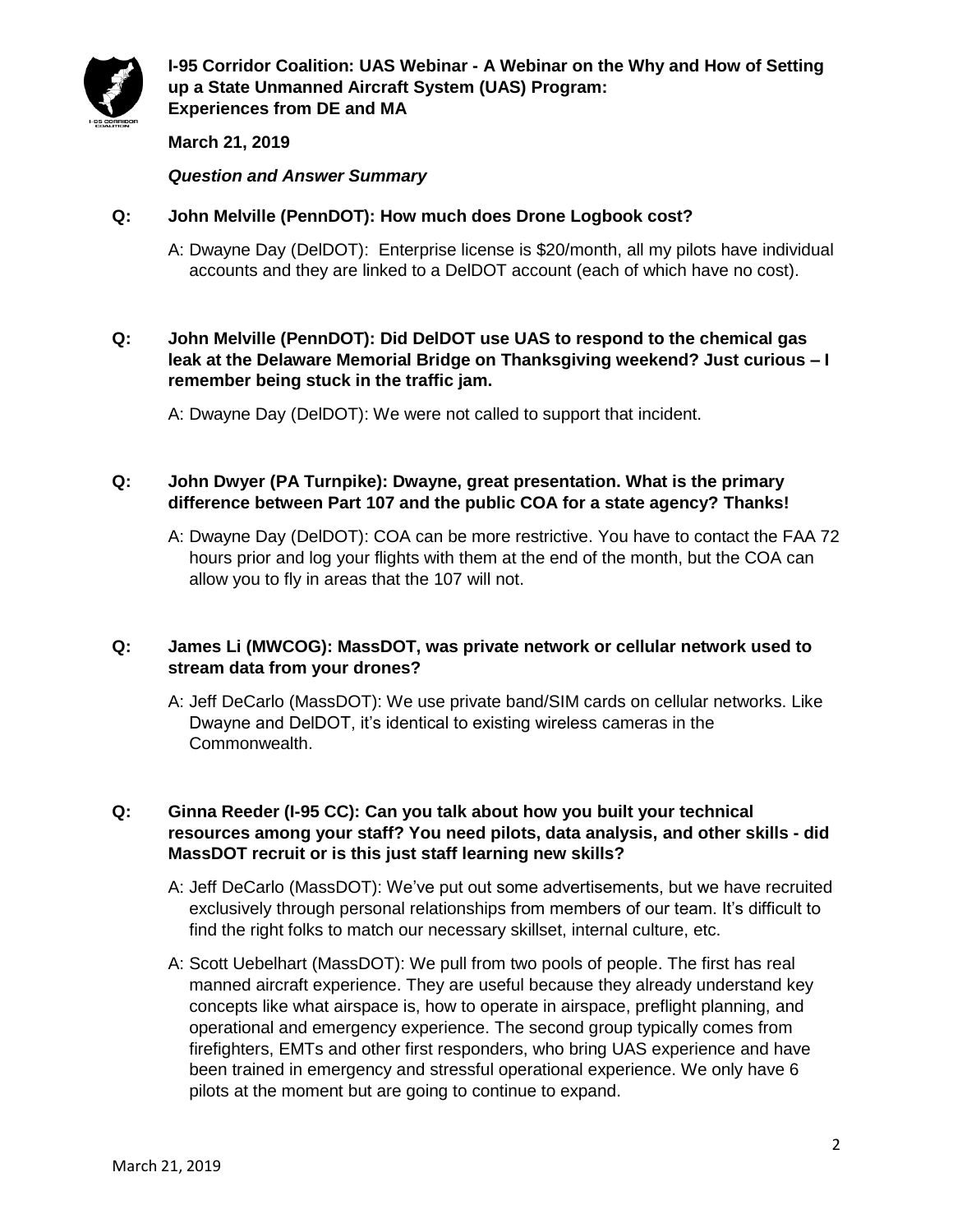**I-95 Corridor Coalition: UAS Webinar - A Webinar on the Why and How of Setting up a State Unmanned Aircraft System (UAS) Program: Experiences from DE and MA**

**March 21, 2019**

***Question and Answer Summary***

**Q: John Melville (PennDOT): How much does Drone Logbook cost?**

A: Dwayne Day (DelDOT): Enterprise license is $20/month, all my pilots have individual accounts and they are linked to a DelDOT account (each of which have no cost).

**Q: John Melville (PennDOT): Did DelDOT use UAS to respond to the chemical gas leak at the Delaware Memorial Bridge on Thanksgiving weekend? Just curious – I remember being stuck in the traffic jam.**

A: Dwayne Day (DelDOT): We were not called to support that incident.

**Q: John Dwyer (PA Turnpike): Dwayne, great presentation. What is the primary difference between Part 107 and the public COA for a state agency? Thanks!**

A: Dwayne Day (DelDOT): COA can be more restrictive. You have to contact the FAA 72 hours prior and log your flights with them at the end of the month, but the COA can allow you to fly in areas that the 107 will not.

**Q: James Li (MWCOG): MassDOT, was private network or cellular network used to stream data from your drones?**

A: Jeff DeCarlo (MassDOT): We use private band/SIM cards on cellular networks. Like Dwayne and DelDOT, it's identical to existing wireless cameras in the Commonwealth.

**Q: Ginna Reeder (I-95 CC): Can you talk about how you built your technical resources among your staff? You need pilots, data analysis, and other skills - did MassDOT recruit or is this just staff learning new skills?**

A: Jeff DeCarlo (MassDOT): We've put out some advertisements, but we have recruited exclusively through personal relationships from members of our team. It's difficult to find the right folks to match our necessary skillset, internal culture, etc.

A: Scott Uebelhart (MassDOT): We pull from two pools of people. The first has real manned aircraft experience. They are useful because they already understand key concepts like what airspace is, how to operate in airspace, preflight planning, and operational and emergency experience. The second group typically comes from firefighters, EMTs and other first responders, who bring UAS experience and have been trained in emergency and stressful operational experience. We only have 6 pilots at the moment but are going to continue to expand.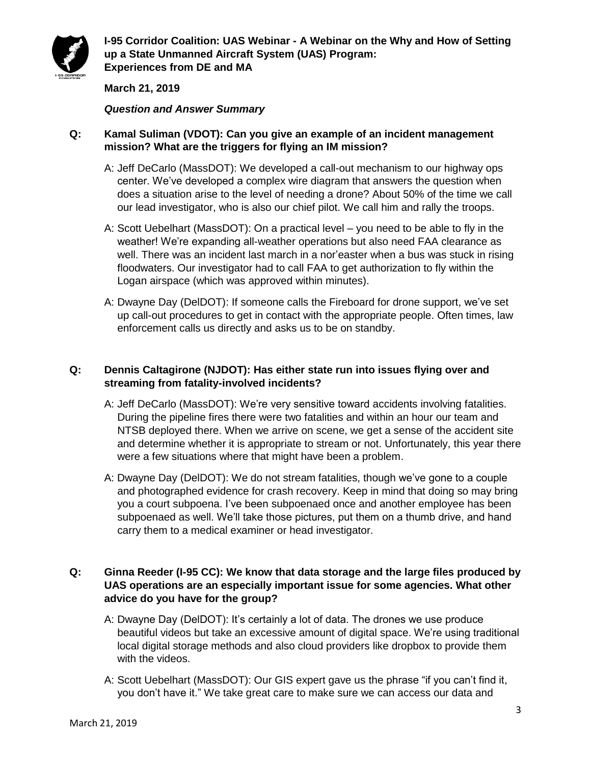**Q: Kamal Suliman (VDOT): Can you give an example of an incident management mission? What are the triggers for flying an IM mission?**

A: Jeff DeCarlo (MassDOT): We developed a call-out mechanism to our highway ops center. We've developed a complex wire diagram that answers the question when does a situation arise to the level of needing a drone? About 50% of the time we call our lead investigator, who is also our chief pilot. We call him and rally the troops.

A: Scott Uebelhart (MassDOT): On a practical level – you need to be able to fly in the weather! We're expanding all-weather operations but also need FAA clearance as well. There was an incident last march in a nor'easter when a bus was stuck in rising floodwaters. Our investigator had to call FAA to get authorization to fly within the Logan airspace (which was approved within minutes).

A: Dwayne Day (DelDOT): If someone calls the Fireboard for drone support, we've set up call-out procedures to get in contact with the appropriate people. Often times, law enforcement calls us directly and asks us to be on standby.

**Q: Dennis Caltagirone (NJDOT): Has either state run into issues flying over and streaming from fatality-involved incidents?**

A: Jeff DeCarlo (MassDOT): We're very sensitive toward accidents involving fatalities. During the pipeline fires there were two fatalities and within an hour our team and NTSB deployed there. When we arrive on scene, we get a sense of the accident site and determine whether it is appropriate to stream or not. Unfortunately, this year there were a few situations where that might have been a problem.

A: Dwayne Day (DelDOT): We do not stream fatalities, though we've gone to a couple and photographed evidence for crash recovery. Keep in mind that doing so may bring you a court subpoena. I've been subpoenaed once and another employee has been subpoenaed as well. We'll take those pictures, put them on a thumb drive, and hand carry them to a medical examiner or head investigator.

**Q: Ginna Reeder (I-95 CC): We know that data storage and the large files produced by UAS operations are an especially important issue for some agencies. What other advice do you have for the group?**

A: Dwayne Day (DelDOT): It's certainly a lot of data. The drones we use produce beautiful videos but take an excessive amount of digital space. We're using traditional local digital storage methods and also cloud providers like dropbox to provide them with the videos.

A: Scott Uebelhart (MassDOT): Our GIS expert gave us the phrase "if you can't find it, you don't have it." We take great care to make sure we can access our data and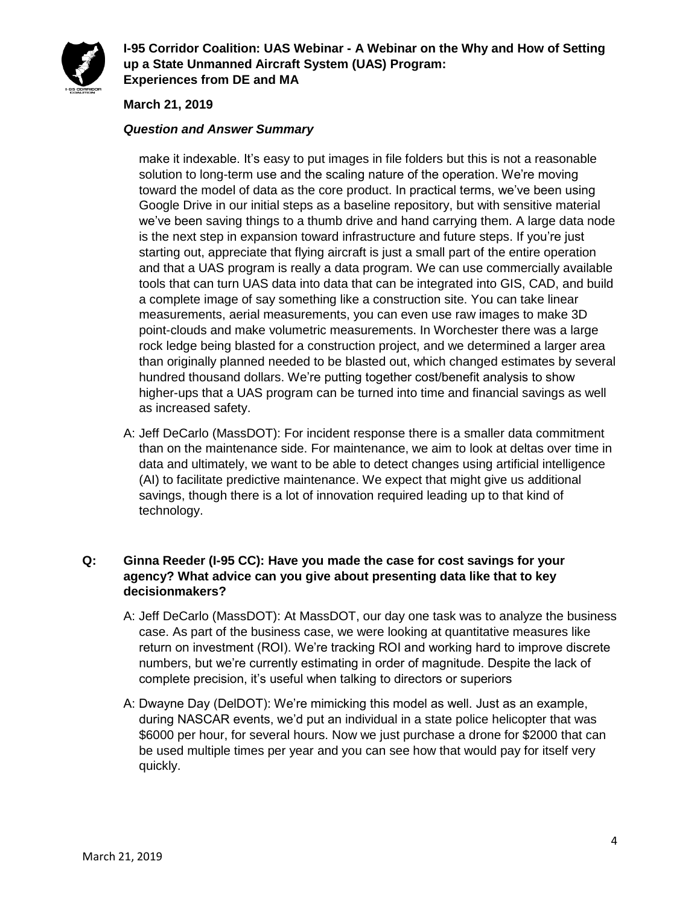make it indexable. It's easy to put images in file folders but this is not a reasonable solution to long-term use and the scaling nature of the operation. We're moving toward the model of data as the core product. In practical terms, we've been using Google Drive in our initial steps as a baseline repository, but with sensitive material we've been saving things to a thumb drive and hand carrying them. A large data node is the next step in expansion toward infrastructure and future steps. If you're just starting out, appreciate that flying aircraft is just a small part of the entire operation and that a UAS program is really a data program. We can use commercially available tools that can turn UAS data into data that can be integrated into GIS, CAD, and build a complete image of say something like a construction site. You can take linear measurements, aerial measurements, you can even use raw images to make 3D point-clouds and make volumetric measurements. In Worchester there was a large rock ledge being blasted for a construction project, and we determined a larger area than originally planned needed to be blasted out, which changed estimates by several hundred thousand dollars. We're putting together cost/benefit analysis to show higher-ups that a UAS program can be turned into time and financial savings as well as increased safety.

A: Jeff DeCarlo (MassDOT): For incident response there is a smaller data commitment than on the maintenance side. For maintenance, we aim to look at deltas over time in data and ultimately, we want to be able to detect changes using artificial intelligence (AI) to facilitate predictive maintenance. We expect that might give us additional savings, though there is a lot of innovation required leading up to that kind of technology.

**Q: Ginna Reeder (I-95 CC): Have you made the case for cost savings for your agency? What advice can you give about presenting data like that to key decisionmakers?**

A: Jeff DeCarlo (MassDOT): At MassDOT, our day one task was to analyze the business case. As part of the business case, we were looking at quantitative measures like return on investment (ROI). We're tracking ROI and working hard to improve discrete numbers, but we're currently estimating in order of magnitude. Despite the lack of complete precision, it's useful when talking to directors or superiors

A: Dwayne Day (DelDOT): We're mimicking this model as well. Just as an example, during NASCAR events, we'd put an individual in a state police helicopter that was $6000 per hour, for several hours. Now we just purchase a drone for $2000 that can be used multiple times per year and you can see how that would pay for itself very quickly.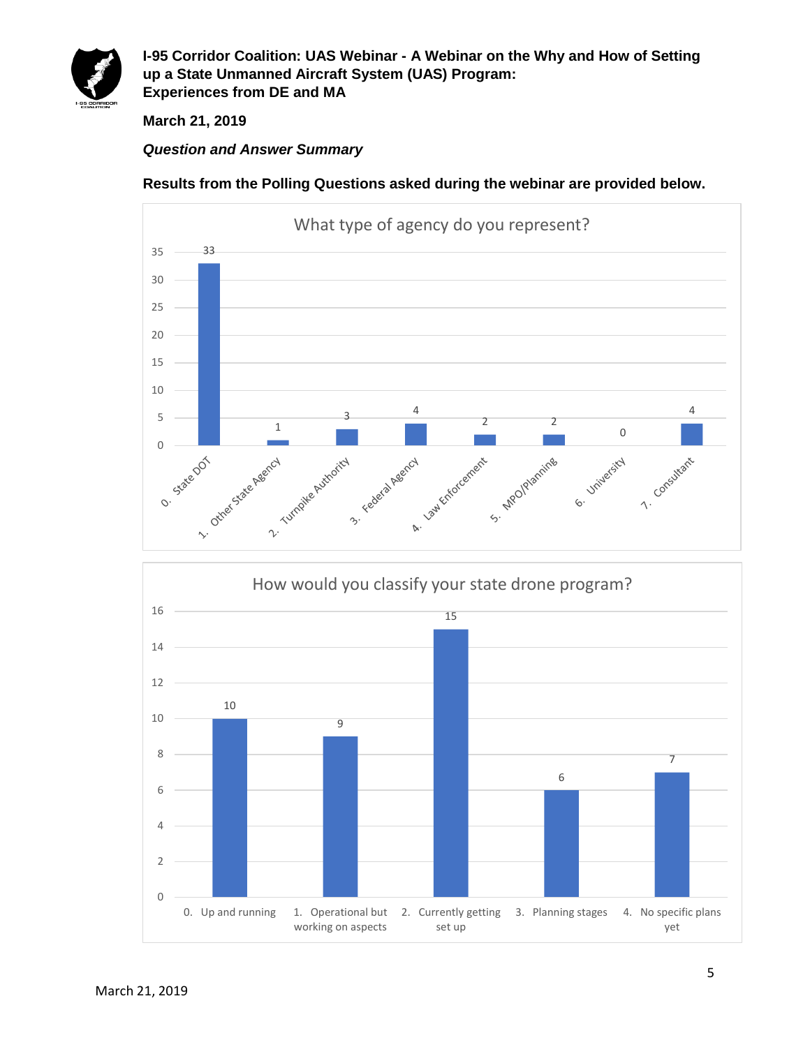**I-95 Corridor Coalition: UAS Webinar - A Webinar on the Why and How of Setting up a State Unmanned Aircraft System (UAS) Program: Experiences from DE and MA**

**March 21, 2019**

***Question and Answer Summary***

**Results from the Polling Questions asked during the webinar are provided below.**

**What type of agency do you represent?**

| Agency Type | Responses |
|---|---|
| 0. State DOT | 33 |
| 1. Other State Agency | 1 |
| 2. Turnpike Authority | 3 |
| 3. Federal Agency | 4 |
| 4. Law Enforcement | 2 |
| 5. MPO/Planning | 2 |
| 6. University | 0 |
| 7. Consultant | 4 |

**How would you classify your state drone program?**

| Classification | Responses |
|---|---|
| 0. Up and running | 10 |
| 1. Operational but working on aspects | 9 |
| 2. Currently getting set up | 15 |
| 3. Planning stages | 6 |
| 4. No specific plans yet | 7 |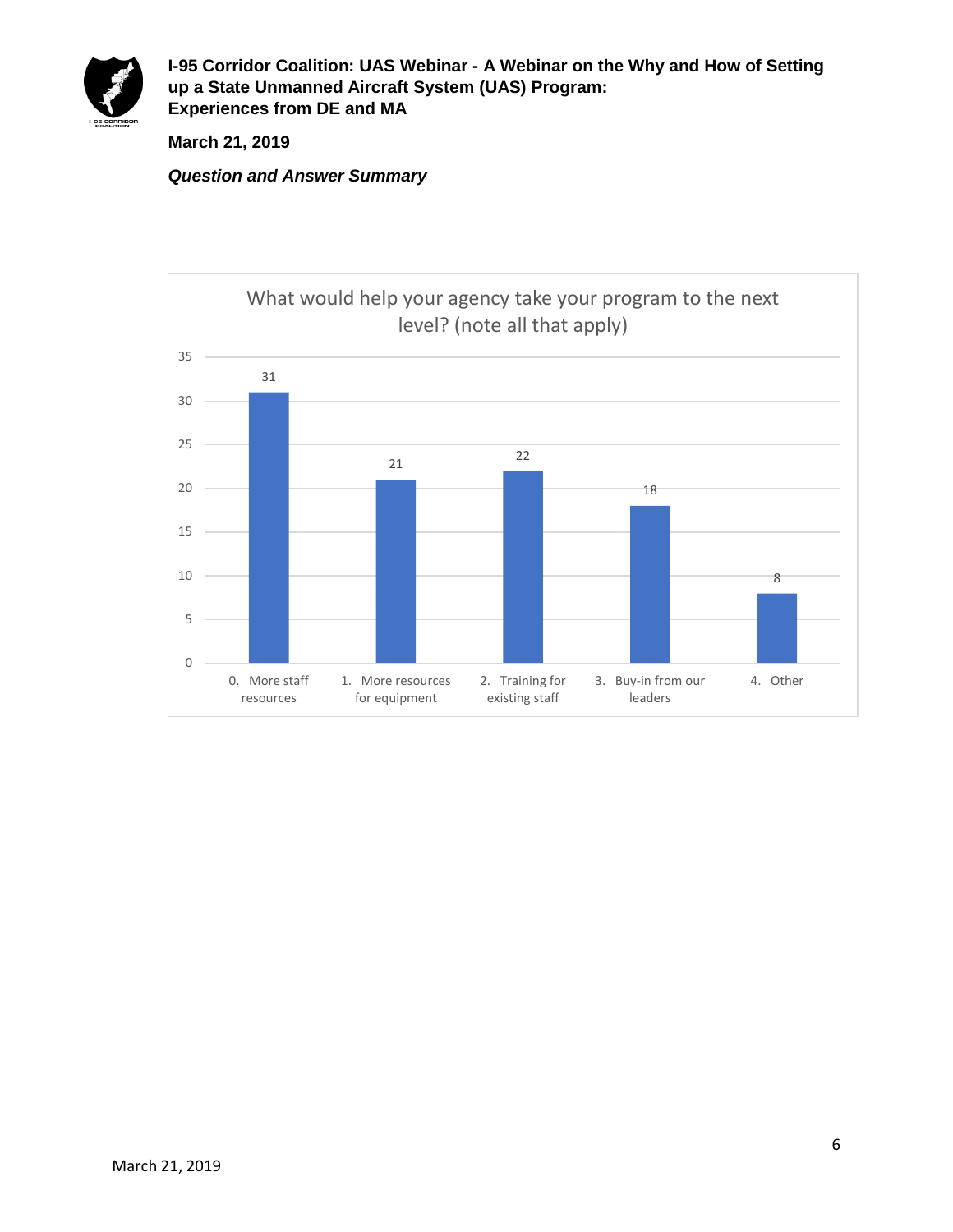**I-95 Corridor Coalition: UAS Webinar - A Webinar on the Why and How of Setting up a State Unmanned Aircraft System (UAS) Program: Experiences from DE and MA**

**March 21, 2019**

***Question and Answer Summary***

What would help your agency take your program to the next level? (note all that apply)

35
30
25
20
15
10
5
0

31
21
22
18
8

0. More staff resources
1. More resources for equipment
2. Training for existing staff
3. Buy-in from our leaders
4. Other